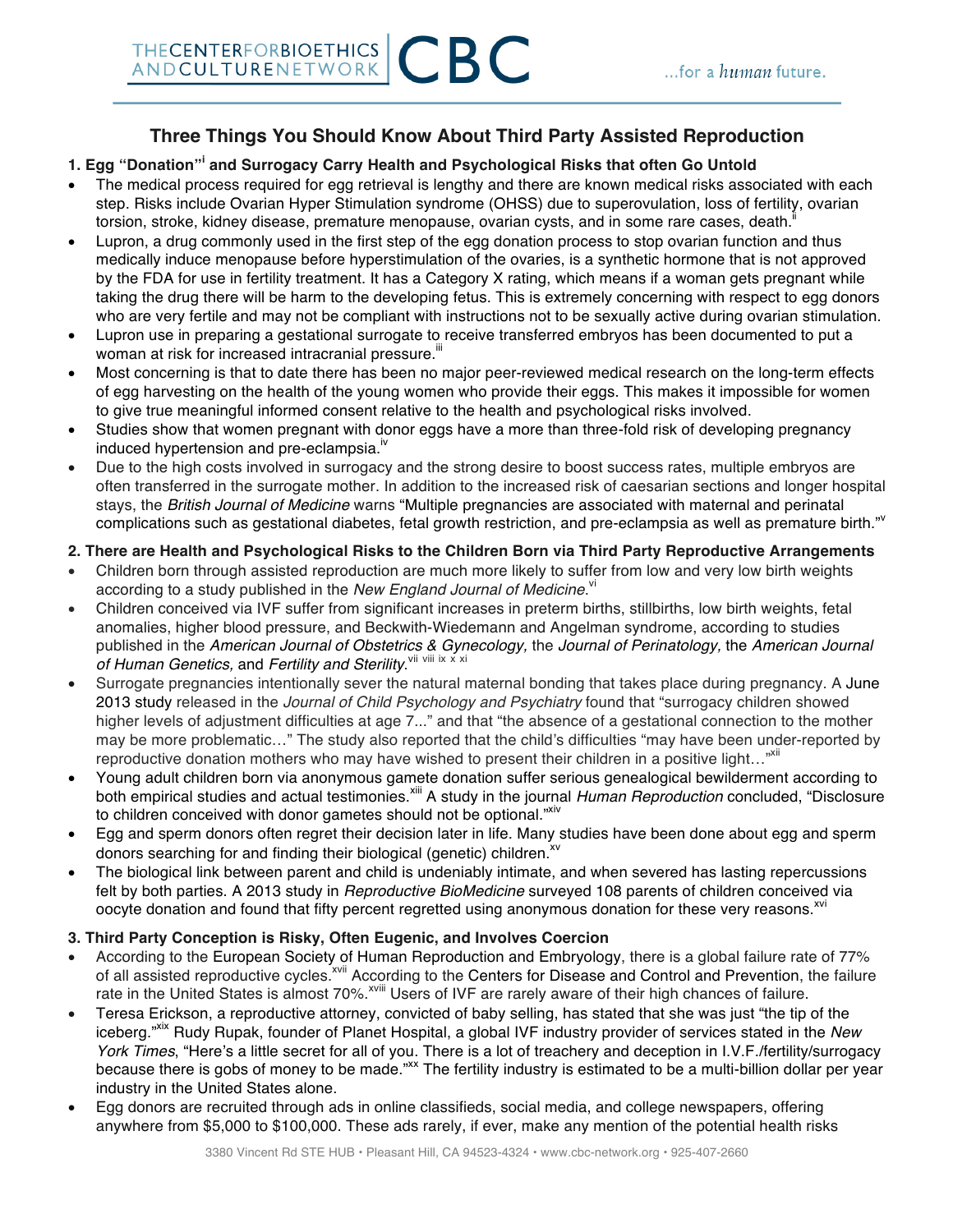# Three Things You Should Know About Third Party Assisted Reproduction

## 1. Egg "Donation"[i] and Surrogacy Carry Health and Psychological Risks that often Go Untold

- The medical process required for egg retrieval is lengthy and there are known medical risks associated with each step. Risks include Ovarian Hyper Stimulation syndrome (OHSS) due to superovulation, loss of fertility, ovarian torsion, stroke, kidney disease, premature menopause, ovarian cysts, and in some rare cases, death.[ii]
- Lupron, a drug commonly used in the first step of the egg donation process to stop ovarian function and thus medically induce menopause before hyperstimulation of the ovaries, is a synthetic hormone that is not approved by the FDA for use in fertility treatment. It has a Category X rating, which means if a woman gets pregnant while taking the drug there will be harm to the developing fetus. This is extremely concerning with respect to egg donors who are very fertile and may not be compliant with instructions not to be sexually active during ovarian stimulation.
- Lupron use in preparing a gestational surrogate to receive transferred embryos has been documented to put a woman at risk for increased intracranial pressure.[iii]
- Most concerning is that to date there has been no major peer-reviewed medical research on the long-term effects of egg harvesting on the health of the young women who provide their eggs. This makes it impossible for women to give true meaningful informed consent relative to the health and psychological risks involved.
- Studies show that women pregnant with donor eggs have a more than three-fold risk of developing pregnancy induced hypertension and pre-eclampsia.[iv]
- Due to the high costs involved in surrogacy and the strong desire to boost success rates, multiple embryos are often transferred in the surrogate mother. In addition to the increased risk of caesarian sections and longer hospital stays, the *British Journal of Medicine* warns "Multiple pregnancies are associated with maternal and perinatal complications such as gestational diabetes, fetal growth restriction, and pre-eclampsia as well as premature birth."[v]

## 2. There are Health and Psychological Risks to the Children Born via Third Party Reproductive Arrangements

- Children born through assisted reproduction are much more likely to suffer from low and very low birth weights according to a study published in the *New England Journal of Medicine*.[vi]
- Children conceived via IVF suffer from significant increases in preterm births, stillbirths, low birth weights, fetal anomalies, higher blood pressure, and Beckwith-Wiedemann and Angelman syndrome, according to studies published in the *American Journal of Obstetrics & Gynecology,* the *Journal of Perinatology,* the *American Journal of Human Genetics,* and *Fertility and Sterility.*[vii viii ix x xi]
- Surrogate pregnancies intentionally sever the natural maternal bonding that takes place during pregnancy. A June 2013 study released in the *Journal of Child Psychology and Psychiatry* found that "surrogacy children showed higher levels of adjustment difficulties at age 7..." and that "the absence of a gestational connection to the mother may be more problematic…" The study also reported that the child's difficulties "may have been under-reported by reproductive donation mothers who may have wished to present their children in a positive light…"[xii]
- Young adult children born via anonymous gamete donation suffer serious genealogical bewilderment according to both empirical studies and actual testimonies.[xiii] A study in the journal *Human Reproduction* concluded, "Disclosure to children conceived with donor gametes should not be optional."[xiv]
- Egg and sperm donors often regret their decision later in life. Many studies have been done about egg and sperm donors searching for and finding their biological (genetic) children.[xv]
- The biological link between parent and child is undeniably intimate, and when severed has lasting repercussions felt by both parties. A 2013 study in *Reproductive BioMedicine* surveyed 108 parents of children conceived via oocyte donation and found that fifty percent regretted using anonymous donation for these very reasons.[xvi]

## 3. Third Party Conception is Risky, Often Eugenic, and Involves Coercion

- According to the European Society of Human Reproduction and Embryology, there is a global failure rate of 77% of all assisted reproductive cycles.[xvii] According to the Centers for Disease and Control and Prevention, the failure rate in the United States is almost 70%.[xviii] Users of IVF are rarely aware of their high chances of failure.
- Teresa Erickson, a reproductive attorney, convicted of baby selling, has stated that she was just "the tip of the iceberg."[xix] Rudy Rupak, founder of Planet Hospital, a global IVF industry provider of services stated in the *New York Times*, "Here's a little secret for all of you. There is a lot of treachery and deception in I.V.F./fertility/surrogacy because there is gobs of money to be made."[xx] The fertility industry is estimated to be a multi-billion dollar per year industry in the United States alone.
- Egg donors are recruited through ads in online classifieds, social media, and college newspapers, offering anywhere from $5,000 to $100,000. These ads rarely, if ever, make any mention of the potential health risks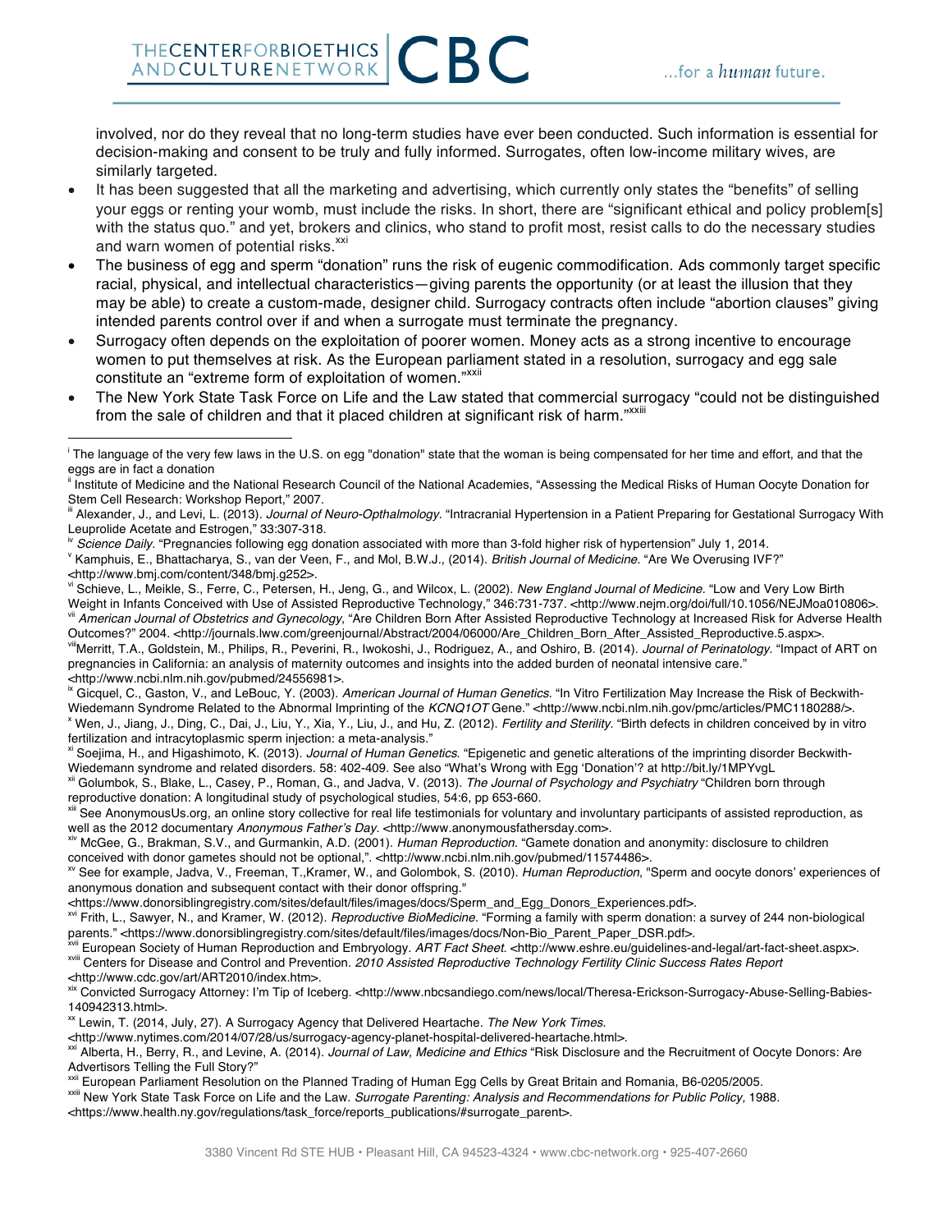involved, nor do they reveal that no long-term studies have ever been conducted. Such information is essential for decision-making and consent to be truly and fully informed. Surrogates, often low-income military wives, are similarly targeted.

- It has been suggested that all the marketing and advertising, which currently only states the "benefits" of selling your eggs or renting your womb, must include the risks. In short, there are "significant ethical and policy problem[s] with the status quo." and yet, brokers and clinics, who stand to profit most, resist calls to do the necessary studies and warn women of potential risks.[xxi]
- The business of egg and sperm "donation" runs the risk of eugenic commodification. Ads commonly target specific racial, physical, and intellectual characteristics—giving parents the opportunity (or at least the illusion that they may be able) to create a custom-made, designer child. Surrogacy contracts often include "abortion clauses" giving intended parents control over if and when a surrogate must terminate the pregnancy.
- Surrogacy often depends on the exploitation of poorer women. Money acts as a strong incentive to encourage women to put themselves at risk. As the European parliament stated in a resolution, surrogacy and egg sale constitute an "extreme form of exploitation of women."[xxii]
- The New York State Task Force on Life and the Law stated that commercial surrogacy "could not be distinguished from the sale of children and that it placed children at significant risk of harm."[xxiii]

---

[i] The language of the very few laws in the U.S. on egg "donation" state that the woman is being compensated for her time and effort, and that the eggs are in fact a donation

[ii] Institute of Medicine and the National Research Council of the National Academies, "Assessing the Medical Risks of Human Oocyte Donation for Stem Cell Research: Workshop Report," 2007.

[iii] Alexander, J., and Levi, L. (2013). *Journal of Neuro-Opthalmology.* "Intracranial Hypertension in a Patient Preparing for Gestational Surrogacy With Leuprolide Acetate and Estrogen," 33:307-318.

[iv] *Science Daily*. "Pregnancies following egg donation associated with more than 3-fold higher risk of hypertension" July 1, 2014.

[v] Kamphuis, E., Bhattacharya, S., van der Veen, F., and Mol, B.W.J., (2014). *British Journal of Medicine.* "Are We Overusing IVF?" <http://www.bmj.com/content/348/bmj.g252>.

[vi] Schieve, L., Meikle, S., Ferre, C., Petersen, H., Jeng, G., and Wilcox, L. (2002). *New England Journal of Medicine*. "Low and Very Low Birth Weight in Infants Conceived with Use of Assisted Reproductive Technology," 346:731-737. <http://www.nejm.org/doi/full/10.1056/NEJMoa010806>.

[vii] *American Journal of Obstetrics and Gynecology*, "Are Children Born After Assisted Reproductive Technology at Increased Risk for Adverse Health Outcomes?" 2004. <http://journals.lww.com/greenjournal/Abstract/2004/06000/Are_Children_Born_After_Assisted_Reproductive.5.aspx>.

[viii] Merritt, T.A., Goldstein, M., Philips, R., Peverini, R., Iwokoshi, J., Rodriguez, A., and Oshiro, B. (2014). *Journal of Perinatology.* "Impact of ART on pregnancies in California: an analysis of maternity outcomes and insights into the added burden of neonatal intensive care." <http://www.ncbi.nlm.nih.gov/pubmed/24556981>.

[ix] Gicquel, C., Gaston, V., and LeBouc, Y. (2003). *American Journal of Human Genetics.* "In Vitro Fertilization May Increase the Risk of Beckwith-Wiedemann Syndrome Related to the Abnormal Imprinting of the *KCNQ1OT* Gene." <http://www.ncbi.nlm.nih.gov/pmc/articles/PMC1180288/>.

[x] Wen, J., Jiang, J., Ding, C., Dai, J., Liu, Y., Xia, Y., Liu, J., and Hu, Z. (2012). *Fertility and Sterility.* "Birth defects in children conceived by in vitro fertilization and intracytoplasmic sperm injection: a meta-analysis."

[xi] Soejima, H., and Higashimoto, K. (2013). *Journal of Human Genetics.* "Epigenetic and genetic alterations of the imprinting disorder Beckwith-Wiedemann syndrome and related disorders. 58: 402-409. See also "What's Wrong with Egg 'Donation'? at http://bit.ly/1MPYvgL

[xii] Golumbok, S., Blake, L., Casey, P., Roman, G., and Jadva, V. (2013). *The Journal of Psychology and Psychiatry* "Children born through reproductive donation: A longitudinal study of psychological studies, 54:6, pp 653-660.

[xiii] See AnonymousUs.org, an online story collective for real life testimonials for voluntary and involuntary participants of assisted reproduction, as well as the 2012 documentary *Anonymous Father's Day.* <http://www.anonymousfathersday.com>.

[xiv] McGee, G., Brakman, S.V., and Gurmankin, A.D. (2001). *Human Reproduction.* "Gamete donation and anonymity: disclosure to children conceived with donor gametes should not be optional,". <http://www.ncbi.nlm.nih.gov/pubmed/11574486>.

[xv] See for example, Jadva, V., Freeman, T.,Kramer, W., and Golombok, S. (2010). *Human Reproduction*, "Sperm and oocyte donors' experiences of anonymous donation and subsequent contact with their donor offspring." <https://www.donorsiblingregistry.com/sites/default/files/images/docs/Sperm_and_Egg_Donors_Experiences.pdf>.

[xvi] Frith, L., Sawyer, N., and Kramer, W. (2012). *Reproductive BioMedicine.* "Forming a family with sperm donation: a survey of 244 non-biological parents." <https://www.donorsiblingregistry.com/sites/default/files/images/docs/Non-Bio_Parent_Paper_DSR.pdf>.

[xvii] European Society of Human Reproduction and Embryology. *ART Fact Sheet.* <http://www.eshre.eu/guidelines-and-legal/art-fact-sheet.aspx>.

[xviii] Centers for Disease and Control and Prevention. *2010 Assisted Reproductive Technology Fertility Clinic Success Rates Report* <http://www.cdc.gov/art/ART2010/index.htm>.

[xix] Convicted Surrogacy Attorney: I'm Tip of Iceberg. <http://www.nbcsandiego.com/news/local/Theresa-Erickson-Surrogacy-Abuse-Selling-Babies-140942313.html>.

[xx] Lewin, T. (2014, July, 27). A Surrogacy Agency that Delivered Heartache. *The New York Times.* <http://www.nytimes.com/2014/07/28/us/surrogacy-agency-planet-hospital-delivered-heartache.html>.

[xxi] Alberta, H., Berry, R., and Levine, A. (2014). *Journal of Law, Medicine and Ethics* "Risk Disclosure and the Recruitment of Oocyte Donors: Are Advertisors Telling the Full Story?"

[xxii] European Parliament Resolution on the Planned Trading of Human Egg Cells by Great Britain and Romania, B6-0205/2005.

[xxiii] New York State Task Force on Life and the Law. *Surrogate Parenting: Analysis and Recommendations for Public Policy,* 1988. <https://www.health.ny.gov/regulations/task_force/reports_publications/#surrogate_parent>.